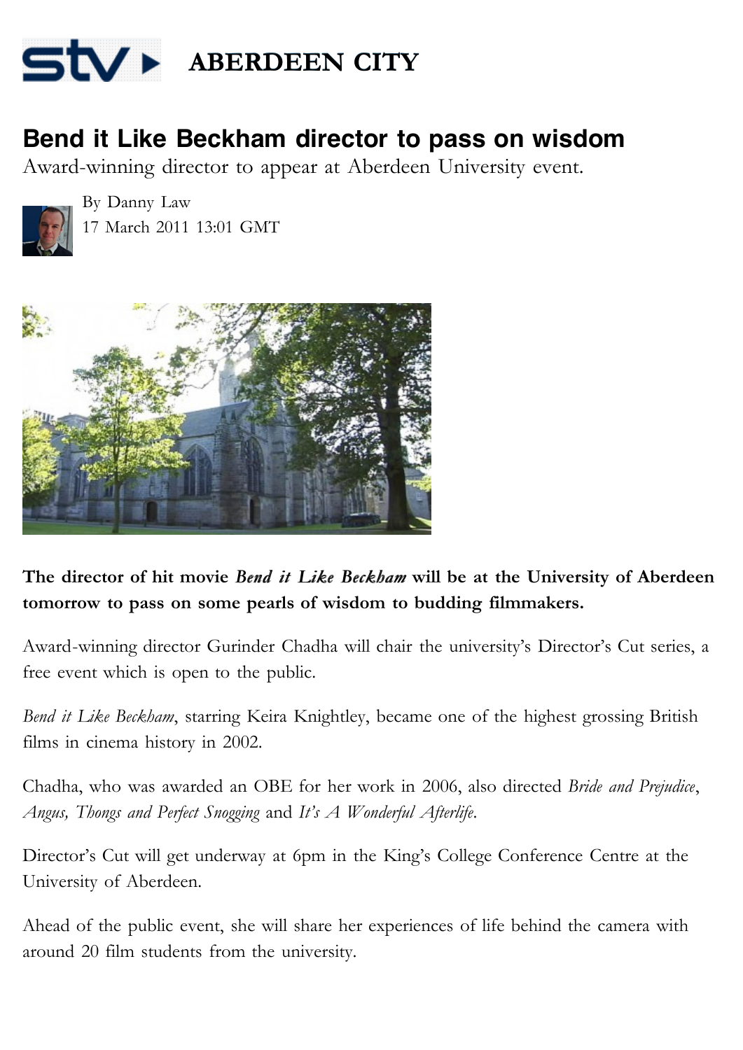# ABERDEEN CITY

## Bend it Like Beckham director to pass on wisdom

Award-winning director to appear at Aberdeen University event.

By Danny Law
17 March 2011 13:01 GMT

**The director of hit movie *Bend it Like Beckham* will be at the University of Aberdeen tomorrow to pass on some pearls of wisdom to budding filmmakers.**

Award-winning director Gurinder Chadha will chair the university's Director's Cut series, a free event which is open to the public.

*Bend it Like Beckham*, starring Keira Knightley, became one of the highest grossing British films in cinema history in 2002.

Chadha, who was awarded an OBE for her work in 2006, also directed *Bride and Prejudice*, *Angus, Thongs and Perfect Snogging* and *It's A Wonderful Afterlife*.

Director's Cut will get underway at 6pm in the King's College Conference Centre at the University of Aberdeen.

Ahead of the public event, she will share her experiences of life behind the camera with around 20 film students from the university.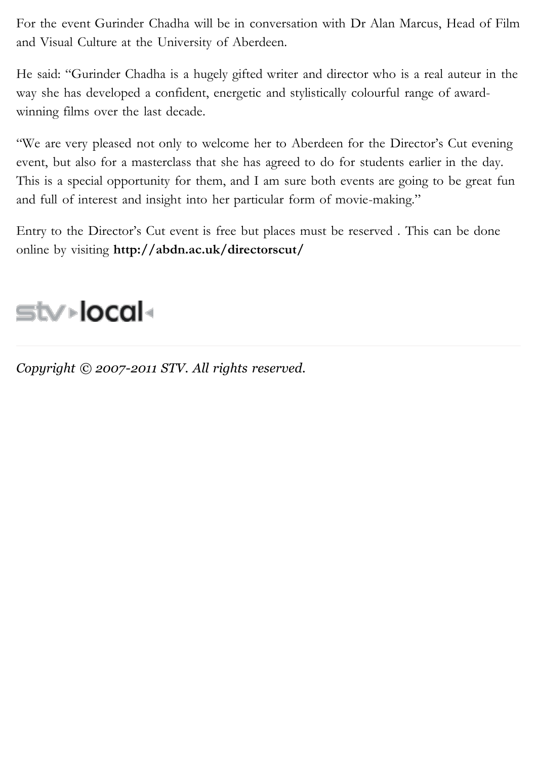For the event Gurinder Chadha will be in conversation with Dr Alan Marcus, Head of Film and Visual Culture at the University of Aberdeen.

He said: "Gurinder Chadha is a hugely gifted writer and director who is a real auteur in the way she has developed a confident, energetic and stylistically colourful range of award-winning films over the last decade.

"We are very pleased not only to welcome her to Aberdeen for the Director's Cut evening event, but also for a masterclass that she has agreed to do for students earlier in the day. This is a special opportunity for them, and I am sure both events are going to be great fun and full of interest and insight into her particular form of movie-making."

Entry to the Director's Cut event is free but places must be reserved . This can be done online by visiting **http://abdn.ac.uk/directorscut/**

stv local

---

*Copyright © 2007-2011 STV. All rights reserved.*